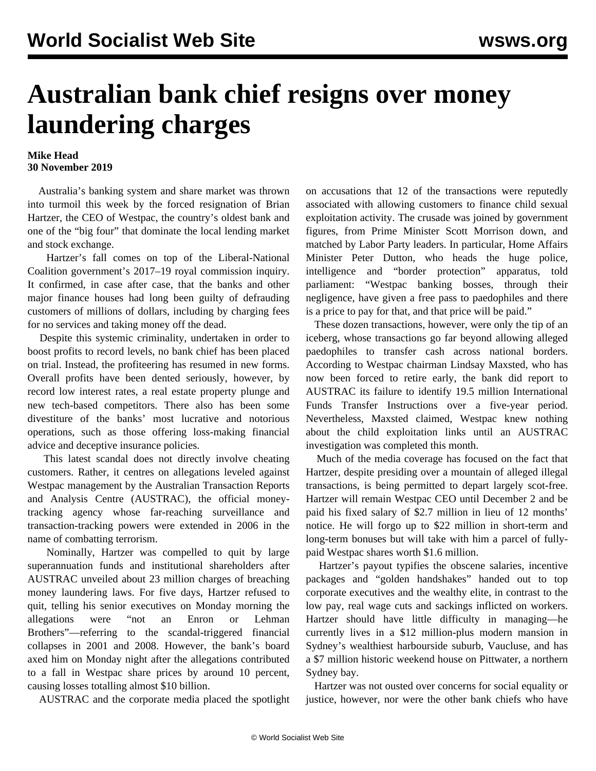# Australian bank chief resigns over money laundering charges

**Mike Head**
**30 November 2019**

Australia's banking system and share market was thrown into turmoil this week by the forced resignation of Brian Hartzer, the CEO of Westpac, the country's oldest bank and one of the "big four" that dominate the local lending market and stock exchange.

Hartzer's fall comes on top of the Liberal-National Coalition government's 2017–19 royal commission inquiry. It confirmed, in case after case, that the banks and other major finance houses had long been guilty of defrauding customers of millions of dollars, including by charging fees for no services and taking money off the dead.

Despite this systemic criminality, undertaken in order to boost profits to record levels, no bank chief has been placed on trial. Instead, the profiteering has resumed in new forms. Overall profits have been dented seriously, however, by record low interest rates, a real estate property plunge and new tech-based competitors. There also has been some divestiture of the banks' most lucrative and notorious operations, such as those offering loss-making financial advice and deceptive insurance policies.

This latest scandal does not directly involve cheating customers. Rather, it centres on allegations leveled against Westpac management by the Australian Transaction Reports and Analysis Centre (AUSTRAC), the official money-tracking agency whose far-reaching surveillance and transaction-tracking powers were extended in 2006 in the name of combatting terrorism.

Nominally, Hartzer was compelled to quit by large superannuation funds and institutional shareholders after AUSTRAC unveiled about 23 million charges of breaching money laundering laws. For five days, Hartzer refused to quit, telling his senior executives on Monday morning the allegations were "not an Enron or Lehman Brothers"—referring to the scandal-triggered financial collapses in 2001 and 2008. However, the bank's board axed him on Monday night after the allegations contributed to a fall in Westpac share prices by around 10 percent, causing losses totalling almost $10 billion.

AUSTRAC and the corporate media placed the spotlight on accusations that 12 of the transactions were reputedly associated with allowing customers to finance child sexual exploitation activity. The crusade was joined by government figures, from Prime Minister Scott Morrison down, and matched by Labor Party leaders. In particular, Home Affairs Minister Peter Dutton, who heads the huge police, intelligence and "border protection" apparatus, told parliament: "Westpac banking bosses, through their negligence, have given a free pass to paedophiles and there is a price to pay for that, and that price will be paid."

These dozen transactions, however, were only the tip of an iceberg, whose transactions go far beyond allowing alleged paedophiles to transfer cash across national borders. According to Westpac chairman Lindsay Maxsted, who has now been forced to retire early, the bank did report to AUSTRAC its failure to identify 19.5 million International Funds Transfer Instructions over a five-year period. Nevertheless, Maxsted claimed, Westpac knew nothing about the child exploitation links until an AUSTRAC investigation was completed this month.

Much of the media coverage has focused on the fact that Hartzer, despite presiding over a mountain of alleged illegal transactions, is being permitted to depart largely scot-free. Hartzer will remain Westpac CEO until December 2 and be paid his fixed salary of $2.7 million in lieu of 12 months' notice. He will forgo up to $22 million in short-term and long-term bonuses but will take with him a parcel of fully-paid Westpac shares worth $1.6 million.

Hartzer's payout typifies the obscene salaries, incentive packages and "golden handshakes" handed out to top corporate executives and the wealthy elite, in contrast to the low pay, real wage cuts and sackings inflicted on workers. Hartzer should have little difficulty in managing—he currently lives in a $12 million-plus modern mansion in Sydney's wealthiest harbourside suburb, Vaucluse, and has a $7 million historic weekend house on Pittwater, a northern Sydney bay.

Hartzer was not ousted over concerns for social equality or justice, however, nor were the other bank chiefs who have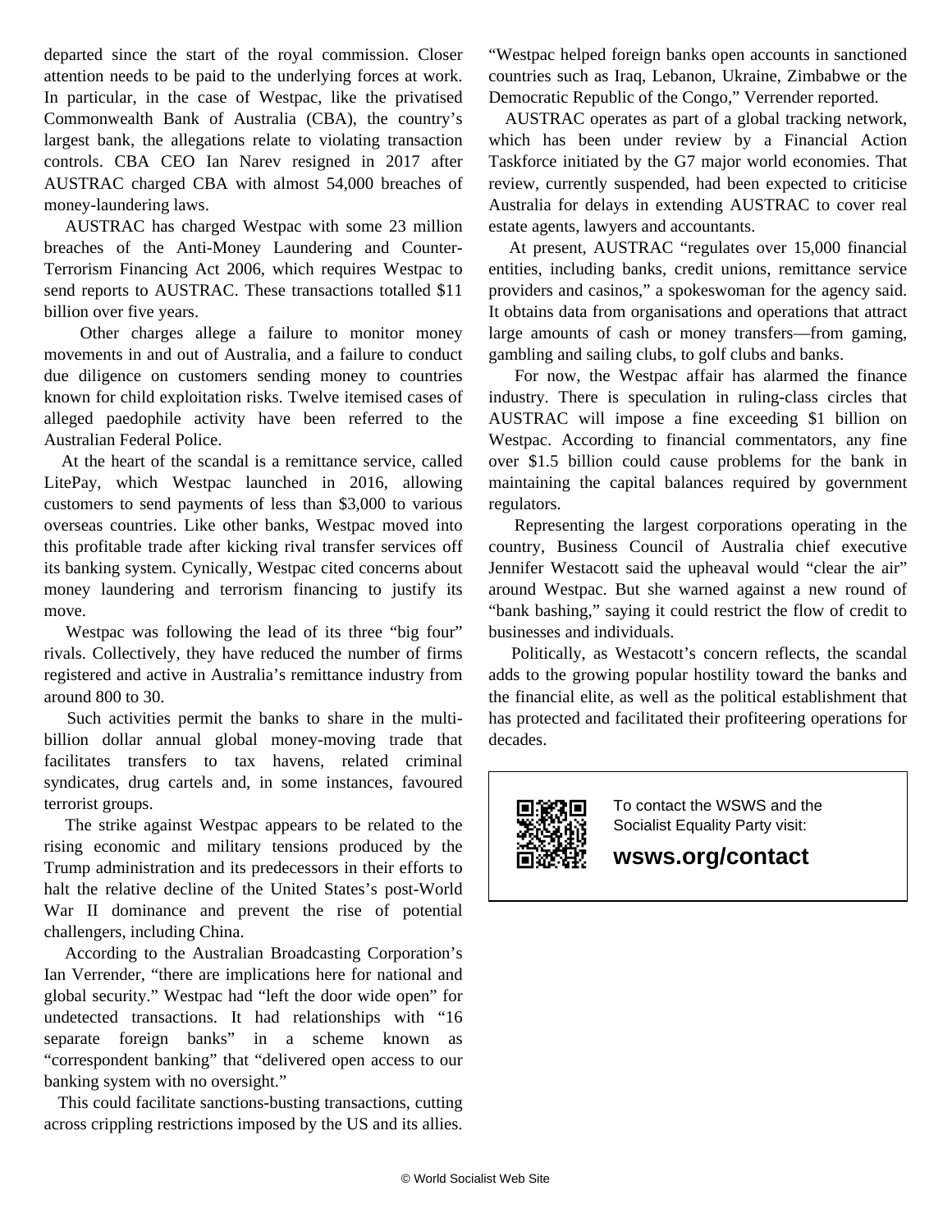departed since the start of the royal commission. Closer attention needs to be paid to the underlying forces at work. In particular, in the case of Westpac, like the privatised Commonwealth Bank of Australia (CBA), the country's largest bank, the allegations relate to violating transaction controls. CBA CEO Ian Narev resigned in 2017 after AUSTRAC charged CBA with almost 54,000 breaches of money-laundering laws.

AUSTRAC has charged Westpac with some 23 million breaches of the Anti-Money Laundering and Counter-Terrorism Financing Act 2006, which requires Westpac to send reports to AUSTRAC. These transactions totalled $11 billion over five years.

Other charges allege a failure to monitor money movements in and out of Australia, and a failure to conduct due diligence on customers sending money to countries known for child exploitation risks. Twelve itemised cases of alleged paedophile activity have been referred to the Australian Federal Police.

At the heart of the scandal is a remittance service, called LitePay, which Westpac launched in 2016, allowing customers to send payments of less than $3,000 to various overseas countries. Like other banks, Westpac moved into this profitable trade after kicking rival transfer services off its banking system. Cynically, Westpac cited concerns about money laundering and terrorism financing to justify its move.

Westpac was following the lead of its three "big four" rivals. Collectively, they have reduced the number of firms registered and active in Australia's remittance industry from around 800 to 30.

Such activities permit the banks to share in the multi-billion dollar annual global money-moving trade that facilitates transfers to tax havens, related criminal syndicates, drug cartels and, in some instances, favoured terrorist groups.

The strike against Westpac appears to be related to the rising economic and military tensions produced by the Trump administration and its predecessors in their efforts to halt the relative decline of the United States's post-World War II dominance and prevent the rise of potential challengers, including China.

According to the Australian Broadcasting Corporation's Ian Verrender, "there are implications here for national and global security." Westpac had "left the door wide open" for undetected transactions. It had relationships with "16 separate foreign banks" in a scheme known as "correspondent banking" that "delivered open access to our banking system with no oversight."

This could facilitate sanctions-busting transactions, cutting across crippling restrictions imposed by the US and its allies. "Westpac helped foreign banks open accounts in sanctioned countries such as Iraq, Lebanon, Ukraine, Zimbabwe or the Democratic Republic of the Congo," Verrender reported.

AUSTRAC operates as part of a global tracking network, which has been under review by a Financial Action Taskforce initiated by the G7 major world economies. That review, currently suspended, had been expected to criticise Australia for delays in extending AUSTRAC to cover real estate agents, lawyers and accountants.

At present, AUSTRAC "regulates over 15,000 financial entities, including banks, credit unions, remittance service providers and casinos," a spokeswoman for the agency said. It obtains data from organisations and operations that attract large amounts of cash or money transfers—from gaming, gambling and sailing clubs, to golf clubs and banks.

For now, the Westpac affair has alarmed the finance industry. There is speculation in ruling-class circles that AUSTRAC will impose a fine exceeding $1 billion on Westpac. According to financial commentators, any fine over $1.5 billion could cause problems for the bank in maintaining the capital balances required by government regulators.

Representing the largest corporations operating in the country, Business Council of Australia chief executive Jennifer Westacott said the upheaval would "clear the air" around Westpac. But she warned against a new round of "bank bashing," saying it could restrict the flow of credit to businesses and individuals.

Politically, as Westacott's concern reflects, the scandal adds to the growing popular hostility toward the banks and the financial elite, as well as the political establishment that has protected and facilitated their profiteering operations for decades.

To contact the WSWS and the Socialist Equality Party visit:

**wsws.org/contact**